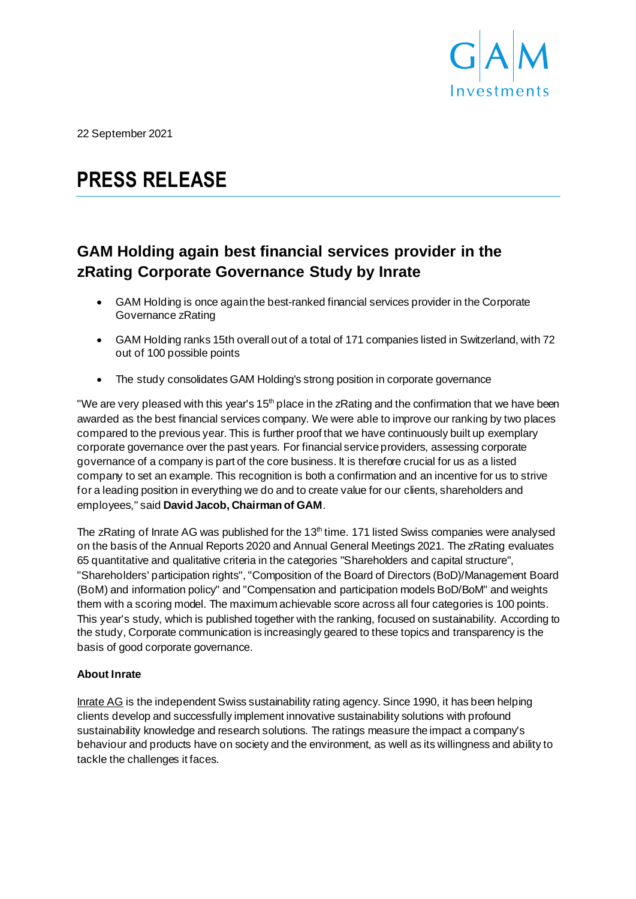22 September 2021

# PRESS RELEASE

## GAM Holding again best financial services provider in the zRating Corporate Governance Study by Inrate

- GAM Holding is once again the best-ranked financial services provider in the Corporate Governance zRating
- GAM Holding ranks 15th overall out of a total of 171 companies listed in Switzerland, with 72 out of 100 possible points
- The study consolidates GAM Holding's strong position in corporate governance

"We are very pleased with this year's 15th place in the zRating and the confirmation that we have been awarded as the best financial services company. We were able to improve our ranking by two places compared to the previous year. This is further proof that we have continuously built up exemplary corporate governance over the past years. For financial service providers, assessing corporate governance of a company is part of the core business. It is therefore crucial for us as a listed company to set an example. This recognition is both a confirmation and an incentive for us to strive for a leading position in everything we do and to create value for our clients, shareholders and employees," said **David Jacob, Chairman of GAM**.

The zRating of Inrate AG was published for the 13th time. 171 listed Swiss companies were analysed on the basis of the Annual Reports 2020 and Annual General Meetings 2021. The zRating evaluates 65 quantitative and qualitative criteria in the categories "Shareholders and capital structure", "Shareholders' participation rights", "Composition of the Board of Directors (BoD)/Management Board (BoM) and information policy" and "Compensation and participation models BoD/BoM" and weights them with a scoring model. The maximum achievable score across all four categories is 100 points. This year's study, which is published together with the ranking, focused on sustainability. According to the study, Corporate communication is increasingly geared to these topics and transparency is the basis of good corporate governance.

**About Inrate**

Inrate AG is the independent Swiss sustainability rating agency. Since 1990, it has been helping clients develop and successfully implement innovative sustainability solutions with profound sustainability knowledge and research solutions. The ratings measure the impact a company's behaviour and products have on society and the environment, as well as its willingness and ability to tackle the challenges it faces.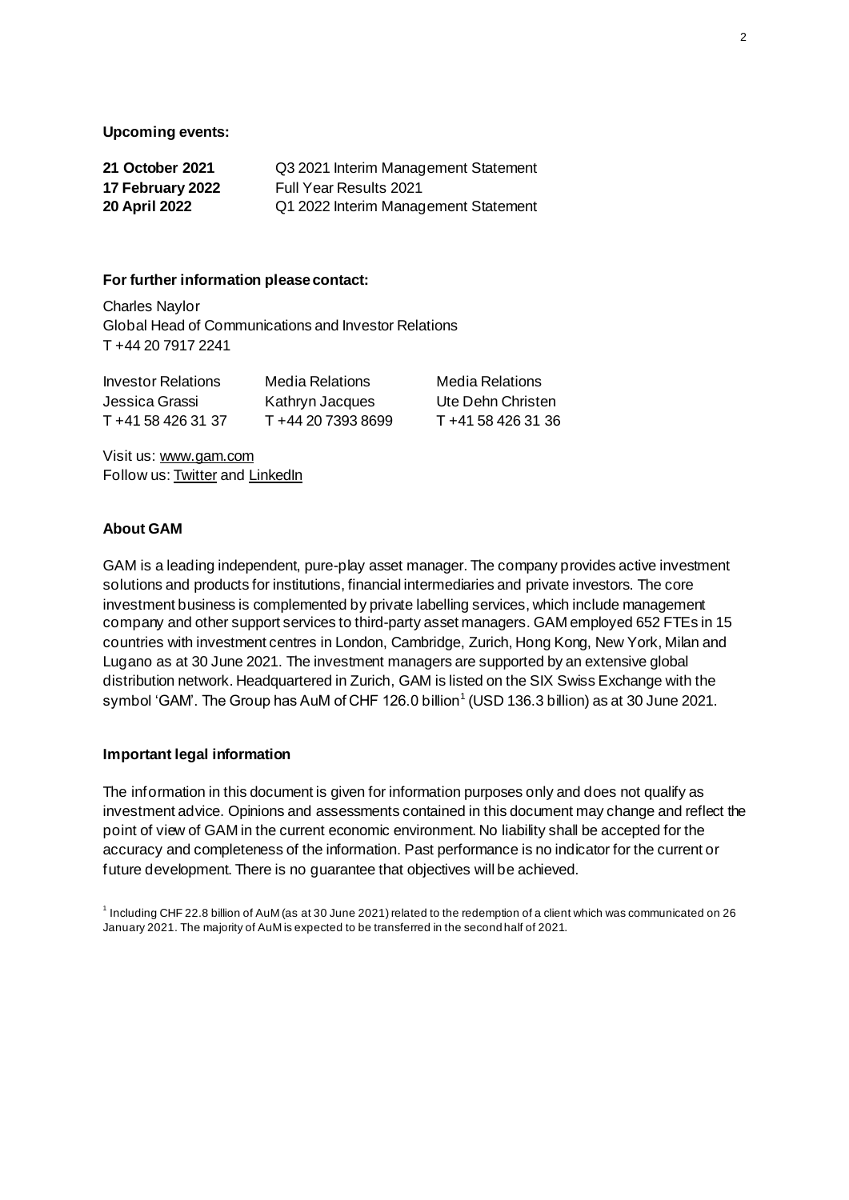**Upcoming events:**

| | |
|---|---|
| **21 October 2021** | Q3 2021 Interim Management Statement |
| **17 February 2022** | Full Year Results 2021 |
| **20 April 2022** | Q1 2022 Interim Management Statement |

**For further information please contact:**

Charles Naylor
Global Head of Communications and Investor Relations
T +44 20 7917 2241

| | | |
|---|---|---|
| Investor Relations | Media Relations | Media Relations |
| Jessica Grassi | Kathryn Jacques | Ute Dehn Christen |
| T +41 58 426 31 37 | T +44 20 7393 8699 | T +41 58 426 31 36 |

Visit us: www.gam.com
Follow us: Twitter and LinkedIn

**About GAM**

GAM is a leading independent, pure-play asset manager. The company provides active investment solutions and products for institutions, financial intermediaries and private investors. The core investment business is complemented by private labelling services, which include management company and other support services to third-party asset managers. GAM employed 652 FTEs in 15 countries with investment centres in London, Cambridge, Zurich, Hong Kong, New York, Milan and Lugano as at 30 June 2021. The investment managers are supported by an extensive global distribution network. Headquartered in Zurich, GAM is listed on the SIX Swiss Exchange with the symbol 'GAM'. The Group has AuM of CHF 126.0 billion[1] (USD 136.3 billion) as at 30 June 2021.

**Important legal information**

The information in this document is given for information purposes only and does not qualify as investment advice. Opinions and assessments contained in this document may change and reflect the point of view of GAM in the current economic environment. No liability shall be accepted for the accuracy and completeness of the information. Past performance is no indicator for the current or future development. There is no guarantee that objectives will be achieved.

[1] Including CHF 22.8 billion of AuM (as at 30 June 2021) related to the redemption of a client which was communicated on 26 January 2021. The majority of AuM is expected to be transferred in the second half of 2021.